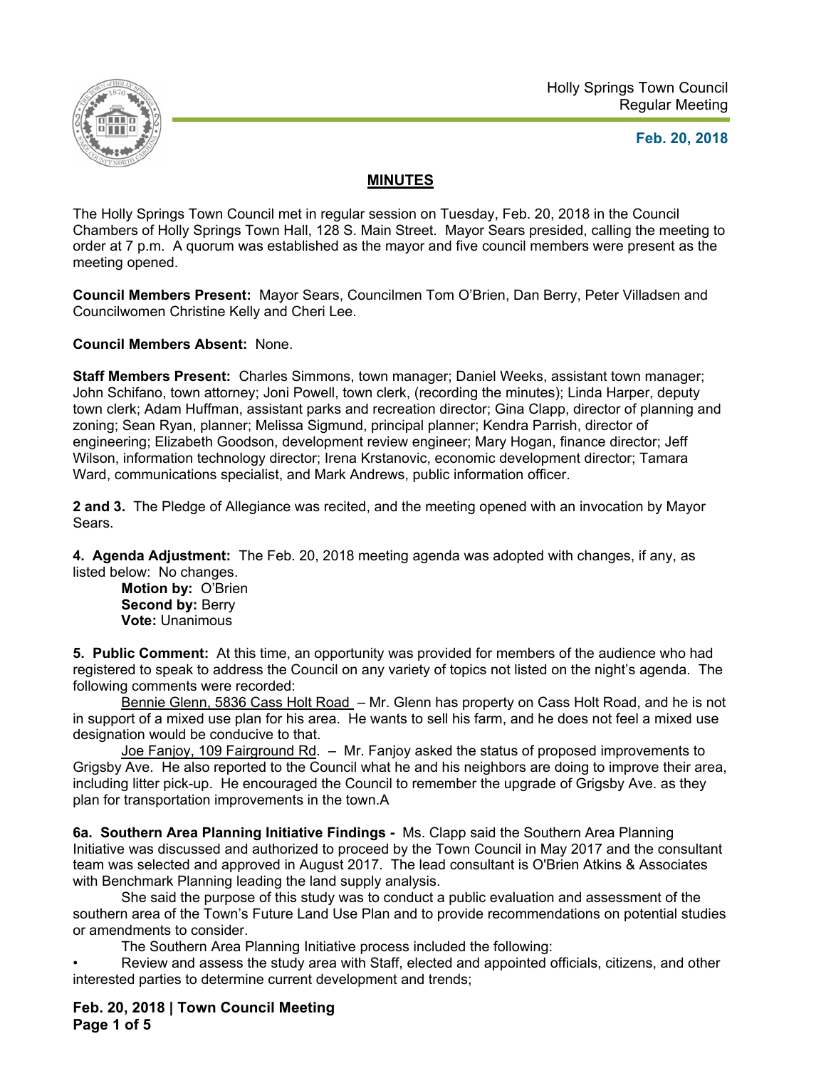Holly Springs Town Council
Regular Meeting

**Feb. 20, 2018**

## MINUTES

The Holly Springs Town Council met in regular session on Tuesday, Feb. 20, 2018 in the Council Chambers of Holly Springs Town Hall, 128 S. Main Street. Mayor Sears presided, calling the meeting to order at 7 p.m. A quorum was established as the mayor and five council members were present as the meeting opened.

**Council Members Present:** Mayor Sears, Councilmen Tom O'Brien, Dan Berry, Peter Villadsen and Councilwomen Christine Kelly and Cheri Lee.

**Council Members Absent:** None.

**Staff Members Present:** Charles Simmons, town manager; Daniel Weeks, assistant town manager; John Schifano, town attorney; Joni Powell, town clerk, (recording the minutes); Linda Harper, deputy town clerk; Adam Huffman, assistant parks and recreation director; Gina Clapp, director of planning and zoning; Sean Ryan, planner; Melissa Sigmund, principal planner; Kendra Parrish, director of engineering; Elizabeth Goodson, development review engineer; Mary Hogan, finance director; Jeff Wilson, information technology director; Irena Krstanovic, economic development director; Tamara Ward, communications specialist, and Mark Andrews, public information officer.

**2 and 3.** The Pledge of Allegiance was recited, and the meeting opened with an invocation by Mayor Sears.

**4. Agenda Adjustment:** The Feb. 20, 2018 meeting agenda was adopted with changes, if any, as listed below: No changes.

**Motion by:** O'Brien
**Second by:** Berry
**Vote:** Unanimous

**5. Public Comment:** At this time, an opportunity was provided for members of the audience who had registered to speak to address the Council on any variety of topics not listed on the night's agenda. The following comments were recorded:

<u>Bennie Glenn, 5836 Cass Holt Road</u> – Mr. Glenn has property on Cass Holt Road, and he is not in support of a mixed use plan for his area. He wants to sell his farm, and he does not feel a mixed use designation would be conducive to that.

<u>Joe Fanjoy, 109 Fairground Rd</u>. – Mr. Fanjoy asked the status of proposed improvements to Grigsby Ave. He also reported to the Council what he and his neighbors are doing to improve their area, including litter pick-up. He encouraged the Council to remember the upgrade of Grigsby Ave. as they plan for transportation improvements in the town.A

**6a. Southern Area Planning Initiative Findings -** Ms. Clapp said the Southern Area Planning Initiative was discussed and authorized to proceed by the Town Council in May 2017 and the consultant team was selected and approved in August 2017. The lead consultant is O'Brien Atkins & Associates with Benchmark Planning leading the land supply analysis.

She said the purpose of this study was to conduct a public evaluation and assessment of the southern area of the Town's Future Land Use Plan and to provide recommendations on potential studies or amendments to consider.

The Southern Area Planning Initiative process included the following:

- Review and assess the study area with Staff, elected and appointed officials, citizens, and other interested parties to determine current development and trends;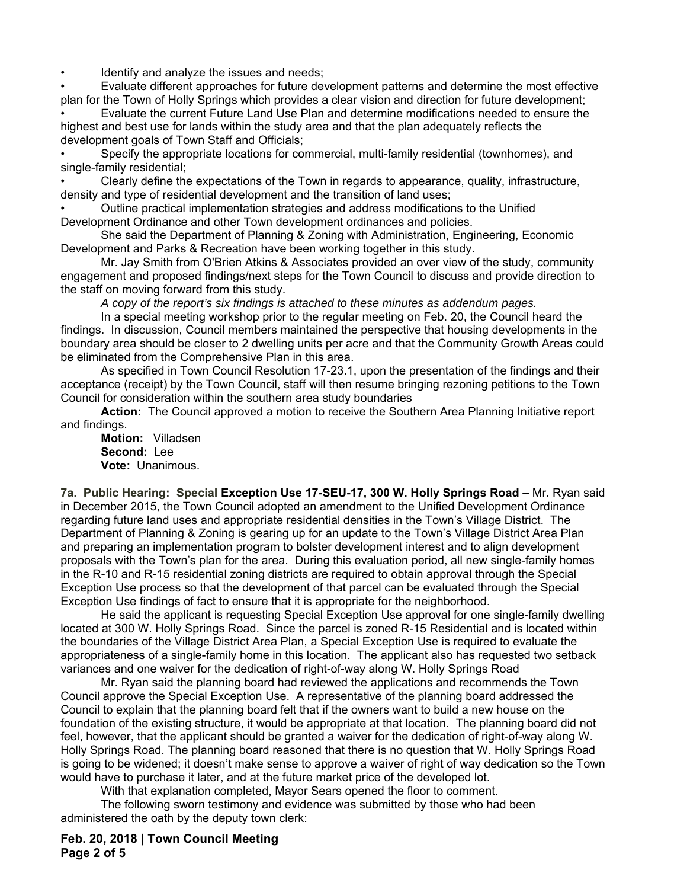- Identify and analyze the issues and needs;
- Evaluate different approaches for future development patterns and determine the most effective plan for the Town of Holly Springs which provides a clear vision and direction for future development;
- Evaluate the current Future Land Use Plan and determine modifications needed to ensure the highest and best use for lands within the study area and that the plan adequately reflects the development goals of Town Staff and Officials;
- Specify the appropriate locations for commercial, multi-family residential (townhomes), and single-family residential;
- Clearly define the expectations of the Town in regards to appearance, quality, infrastructure, density and type of residential development and the transition of land uses;
- Outline practical implementation strategies and address modifications to the Unified Development Ordinance and other Town development ordinances and policies.

She said the Department of Planning & Zoning with Administration, Engineering, Economic Development and Parks & Recreation have been working together in this study.

Mr. Jay Smith from O'Brien Atkins & Associates provided an over view of the study, community engagement and proposed findings/next steps for the Town Council to discuss and provide direction to the staff on moving forward from this study.

*A copy of the report's six findings is attached to these minutes as addendum pages.*

In a special meeting workshop prior to the regular meeting on Feb. 20, the Council heard the findings. In discussion, Council members maintained the perspective that housing developments in the boundary area should be closer to 2 dwelling units per acre and that the Community Growth Areas could be eliminated from the Comprehensive Plan in this area.

As specified in Town Council Resolution 17-23.1, upon the presentation of the findings and their acceptance (receipt) by the Town Council, staff will then resume bringing rezoning petitions to the Town Council for consideration within the southern area study boundaries

**Action:** The Council approved a motion to receive the Southern Area Planning Initiative report and findings.

**Motion:** Villadsen
**Second:** Lee
**Vote:** Unanimous.

**7a. Public Hearing: Special Exception Use 17-SEU-17, 300 W. Holly Springs Road –** Mr. Ryan said in December 2015, the Town Council adopted an amendment to the Unified Development Ordinance regarding future land uses and appropriate residential densities in the Town's Village District. The Department of Planning & Zoning is gearing up for an update to the Town's Village District Area Plan and preparing an implementation program to bolster development interest and to align development proposals with the Town's plan for the area. During this evaluation period, all new single-family homes in the R-10 and R-15 residential zoning districts are required to obtain approval through the Special Exception Use process so that the development of that parcel can be evaluated through the Special Exception Use findings of fact to ensure that it is appropriate for the neighborhood.

He said the applicant is requesting Special Exception Use approval for one single-family dwelling located at 300 W. Holly Springs Road. Since the parcel is zoned R-15 Residential and is located within the boundaries of the Village District Area Plan, a Special Exception Use is required to evaluate the appropriateness of a single-family home in this location. The applicant also has requested two setback variances and one waiver for the dedication of right-of-way along W. Holly Springs Road

Mr. Ryan said the planning board had reviewed the applications and recommends the Town Council approve the Special Exception Use. A representative of the planning board addressed the Council to explain that the planning board felt that if the owners want to build a new house on the foundation of the existing structure, it would be appropriate at that location. The planning board did not feel, however, that the applicant should be granted a waiver for the dedication of right-of-way along W. Holly Springs Road. The planning board reasoned that there is no question that W. Holly Springs Road is going to be widened; it doesn't make sense to approve a waiver of right of way dedication so the Town would have to purchase it later, and at the future market price of the developed lot.

With that explanation completed, Mayor Sears opened the floor to comment.

The following sworn testimony and evidence was submitted by those who had been administered the oath by the deputy town clerk: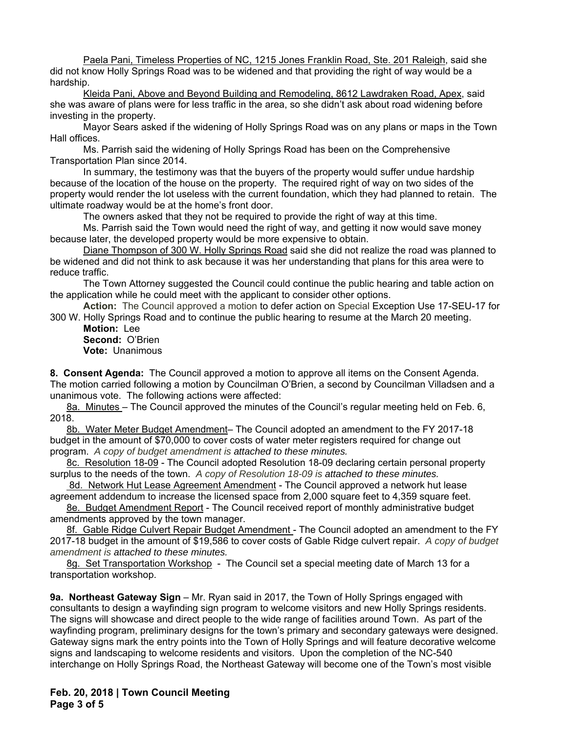Paela Pani, Timeless Properties of NC, 1215 Jones Franklin Road, Ste. 201 Raleigh, said she did not know Holly Springs Road was to be widened and that providing the right of way would be a hardship.

Kleida Pani, Above and Beyond Building and Remodeling, 8612 Lawdraken Road, Apex, said she was aware of plans were for less traffic in the area, so she didn't ask about road widening before investing in the property.

Mayor Sears asked if the widening of Holly Springs Road was on any plans or maps in the Town Hall offices.

Ms. Parrish said the widening of Holly Springs Road has been on the Comprehensive Transportation Plan since 2014.

In summary, the testimony was that the buyers of the property would suffer undue hardship because of the location of the house on the property. The required right of way on two sides of the property would render the lot useless with the current foundation, which they had planned to retain. The ultimate roadway would be at the home's front door.

The owners asked that they not be required to provide the right of way at this time.

Ms. Parrish said the Town would need the right of way, and getting it now would save money because later, the developed property would be more expensive to obtain.

Diane Thompson of 300 W. Holly Springs Road said she did not realize the road was planned to be widened and did not think to ask because it was her understanding that plans for this area were to reduce traffic.

The Town Attorney suggested the Council could continue the public hearing and table action on the application while he could meet with the applicant to consider other options.

**Action:** The Council approved a motion to defer action on Special Exception Use 17-SEU-17 for 300 W. Holly Springs Road and to continue the public hearing to resume at the March 20 meeting.

**Motion:** Lee
**Second:** O'Brien
**Vote:** Unanimous

**8. Consent Agenda:** The Council approved a motion to approve all items on the Consent Agenda. The motion carried following a motion by Councilman O'Brien, a second by Councilman Villadsen and a unanimous vote. The following actions were affected:

8a. Minutes – The Council approved the minutes of the Council's regular meeting held on Feb. 6, 2018.

8b. Water Meter Budget Amendment– The Council adopted an amendment to the FY 2017-18 budget in the amount of $70,000 to cover costs of water meter registers required for change out program. *A copy of budget amendment is attached to these minutes.*

8c. Resolution 18-09 - The Council adopted Resolution 18-09 declaring certain personal property surplus to the needs of the town. *A copy of Resolution 18-09 is attached to these minutes.*

8d. Network Hut Lease Agreement Amendment - The Council approved a network hut lease agreement addendum to increase the licensed space from 2,000 square feet to 4,359 square feet.

8e. Budget Amendment Report - The Council received report of monthly administrative budget amendments approved by the town manager.

8f. Gable Ridge Culvert Repair Budget Amendment - The Council adopted an amendment to the FY 2017-18 budget in the amount of $19,586 to cover costs of Gable Ridge culvert repair. *A copy of budget amendment is attached to these minutes.*

8g. Set Transportation Workshop - The Council set a special meeting date of March 13 for a transportation workshop.

**9a. Northeast Gateway Sign** – Mr. Ryan said in 2017, the Town of Holly Springs engaged with consultants to design a wayfinding sign program to welcome visitors and new Holly Springs residents. The signs will showcase and direct people to the wide range of facilities around Town. As part of the wayfinding program, preliminary designs for the town's primary and secondary gateways were designed. Gateway signs mark the entry points into the Town of Holly Springs and will feature decorative welcome signs and landscaping to welcome residents and visitors. Upon the completion of the NC-540 interchange on Holly Springs Road, the Northeast Gateway will become one of the Town's most visible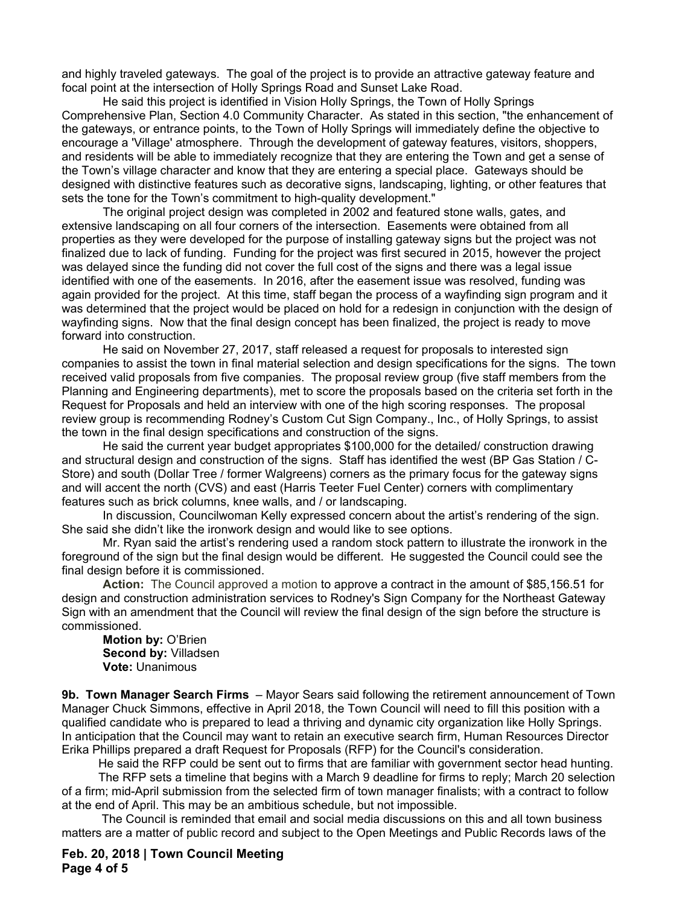and highly traveled gateways. The goal of the project is to provide an attractive gateway feature and focal point at the intersection of Holly Springs Road and Sunset Lake Road.

He said this project is identified in Vision Holly Springs, the Town of Holly Springs Comprehensive Plan, Section 4.0 Community Character. As stated in this section, "the enhancement of the gateways, or entrance points, to the Town of Holly Springs will immediately define the objective to encourage a 'Village' atmosphere. Through the development of gateway features, visitors, shoppers, and residents will be able to immediately recognize that they are entering the Town and get a sense of the Town's village character and know that they are entering a special place. Gateways should be designed with distinctive features such as decorative signs, landscaping, lighting, or other features that sets the tone for the Town's commitment to high-quality development."

The original project design was completed in 2002 and featured stone walls, gates, and extensive landscaping on all four corners of the intersection. Easements were obtained from all properties as they were developed for the purpose of installing gateway signs but the project was not finalized due to lack of funding. Funding for the project was first secured in 2015, however the project was delayed since the funding did not cover the full cost of the signs and there was a legal issue identified with one of the easements. In 2016, after the easement issue was resolved, funding was again provided for the project. At this time, staff began the process of a wayfinding sign program and it was determined that the project would be placed on hold for a redesign in conjunction with the design of wayfinding signs. Now that the final design concept has been finalized, the project is ready to move forward into construction.

He said on November 27, 2017, staff released a request for proposals to interested sign companies to assist the town in final material selection and design specifications for the signs. The town received valid proposals from five companies. The proposal review group (five staff members from the Planning and Engineering departments), met to score the proposals based on the criteria set forth in the Request for Proposals and held an interview with one of the high scoring responses. The proposal review group is recommending Rodney's Custom Cut Sign Company., Inc., of Holly Springs, to assist the town in the final design specifications and construction of the signs.

He said the current year budget appropriates $100,000 for the detailed/ construction drawing and structural design and construction of the signs. Staff has identified the west (BP Gas Station / C-Store) and south (Dollar Tree / former Walgreens) corners as the primary focus for the gateway signs and will accent the north (CVS) and east (Harris Teeter Fuel Center) corners with complimentary features such as brick columns, knee walls, and / or landscaping.

In discussion, Councilwoman Kelly expressed concern about the artist's rendering of the sign. She said she didn't like the ironwork design and would like to see options.

Mr. Ryan said the artist's rendering used a random stock pattern to illustrate the ironwork in the foreground of the sign but the final design would be different. He suggested the Council could see the final design before it is commissioned.

**Action:** The Council approved a motion to approve a contract in the amount of $85,156.51 for design and construction administration services to Rodney's Sign Company for the Northeast Gateway Sign with an amendment that the Council will review the final design of the sign before the structure is commissioned.

**Motion by:** O'Brien
**Second by:** Villadsen
**Vote:** Unanimous

**9b. Town Manager Search Firms** – Mayor Sears said following the retirement announcement of Town Manager Chuck Simmons, effective in April 2018, the Town Council will need to fill this position with a qualified candidate who is prepared to lead a thriving and dynamic city organization like Holly Springs. In anticipation that the Council may want to retain an executive search firm, Human Resources Director Erika Phillips prepared a draft Request for Proposals (RFP) for the Council's consideration.

He said the RFP could be sent out to firms that are familiar with government sector head hunting.

The RFP sets a timeline that begins with a March 9 deadline for firms to reply; March 20 selection of a firm; mid-April submission from the selected firm of town manager finalists; with a contract to follow at the end of April. This may be an ambitious schedule, but not impossible.

The Council is reminded that email and social media discussions on this and all town business matters are a matter of public record and subject to the Open Meetings and Public Records laws of the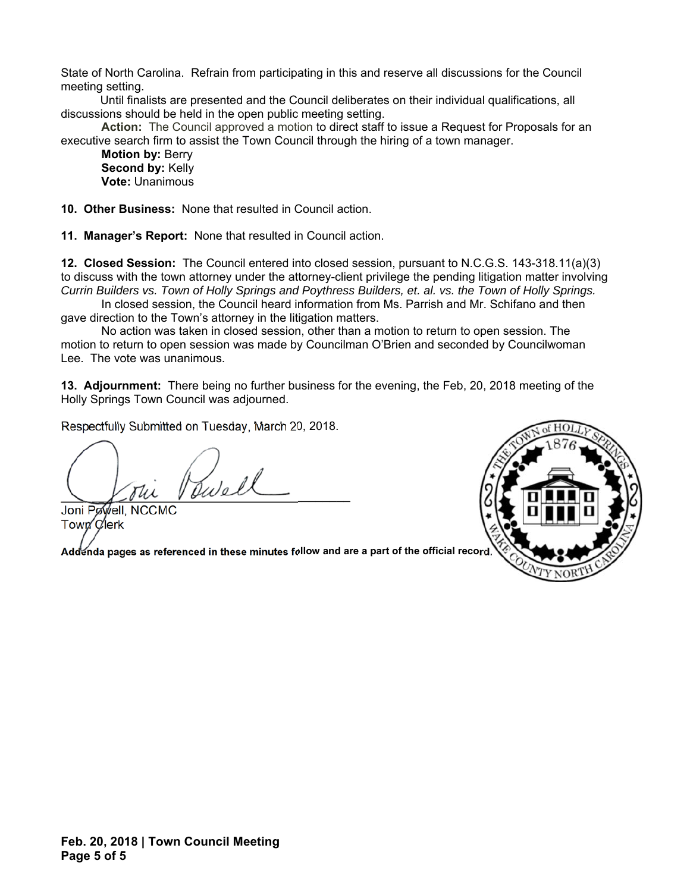State of North Carolina. Refrain from participating in this and reserve all discussions for the Council meeting setting.

Until finalists are presented and the Council deliberates on their individual qualifications, all discussions should be held in the open public meeting setting.

**Action:** The Council approved a motion to direct staff to issue a Request for Proposals for an executive search firm to assist the Town Council through the hiring of a town manager.

**Motion by:** Berry
**Second by:** Kelly
**Vote:** Unanimous

**10. Other Business:** None that resulted in Council action.

**11. Manager's Report:** None that resulted in Council action.

**12. Closed Session:** The Council entered into closed session, pursuant to N.C.G.S. 143-318.11(a)(3) to discuss with the town attorney under the attorney-client privilege the pending litigation matter involving *Currin Builders vs. Town of Holly Springs and Poythress Builders, et. al. vs. the Town of Holly Springs.*

In closed session, the Council heard information from Ms. Parrish and Mr. Schifano and then gave direction to the Town's attorney in the litigation matters.

No action was taken in closed session, other than a motion to return to open session. The motion to return to open session was made by Councilman O'Brien and seconded by Councilwoman Lee. The vote was unanimous.

**13. Adjournment:** There being no further business for the evening, the Feb, 20, 2018 meeting of the Holly Springs Town Council was adjourned.

Respectfully Submitted on Tuesday, March 20, 2018.

Joni Powell, NCCMC
Town Clerk

**Addenda pages as referenced in these minutes follow and are a part of the official record.**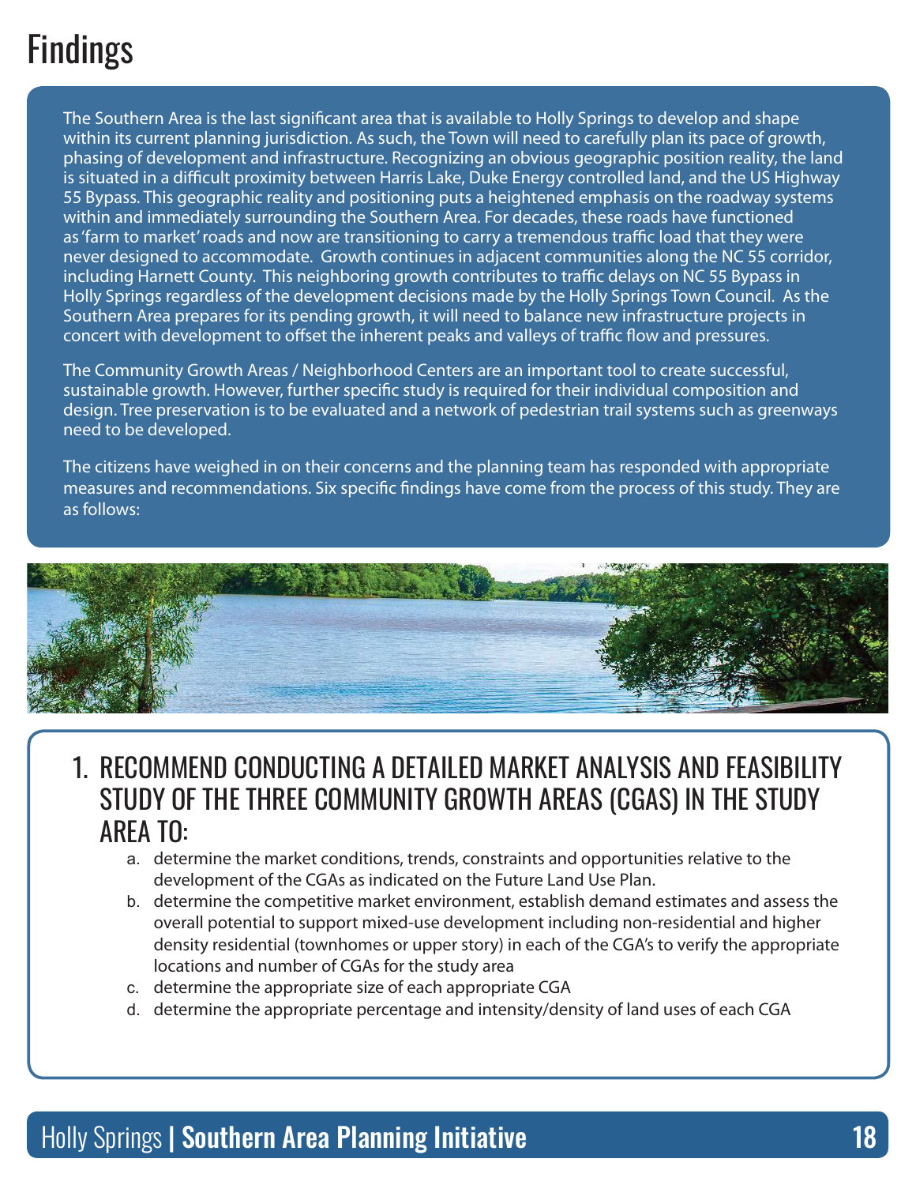# Findings

The Southern Area is the last significant area that is available to Holly Springs to develop and shape within its current planning jurisdiction. As such, the Town will need to carefully plan its pace of growth, phasing of development and infrastructure. Recognizing an obvious geographic position reality, the land is situated in a difficult proximity between Harris Lake, Duke Energy controlled land, and the US Highway 55 Bypass. This geographic reality and positioning puts a heightened emphasis on the roadway systems within and immediately surrounding the Southern Area. For decades, these roads have functioned as 'farm to market' roads and now are transitioning to carry a tremendous traffic load that they were never designed to accommodate. Growth continues in adjacent communities along the NC 55 corridor, including Harnett County. This neighboring growth contributes to traffic delays on NC 55 Bypass in Holly Springs regardless of the development decisions made by the Holly Springs Town Council. As the Southern Area prepares for its pending growth, it will need to balance new infrastructure projects in concert with development to offset the inherent peaks and valleys of traffic flow and pressures.

The Community Growth Areas / Neighborhood Centers are an important tool to create successful, sustainable growth. However, further specific study is required for their individual composition and design. Tree preservation is to be evaluated and a network of pedestrian trail systems such as greenways need to be developed.

The citizens have weighed in on their concerns and the planning team has responded with appropriate measures and recommendations. Six specific findings have come from the process of this study. They are as follows:

## 1. RECOMMEND CONDUCTING A DETAILED MARKET ANALYSIS AND FEASIBILITY STUDY OF THE THREE COMMUNITY GROWTH AREAS (CGAS) IN THE STUDY AREA TO:

a. determine the market conditions, trends, constraints and opportunities relative to the development of the CGAs as indicated on the Future Land Use Plan.

b. determine the competitive market environment, establish demand estimates and assess the overall potential to support mixed-use development including non-residential and higher density residential (townhomes or upper story) in each of the CGA's to verify the appropriate locations and number of CGAs for the study area

c. determine the appropriate size of each appropriate CGA

d. determine the appropriate percentage and intensity/density of land uses of each CGA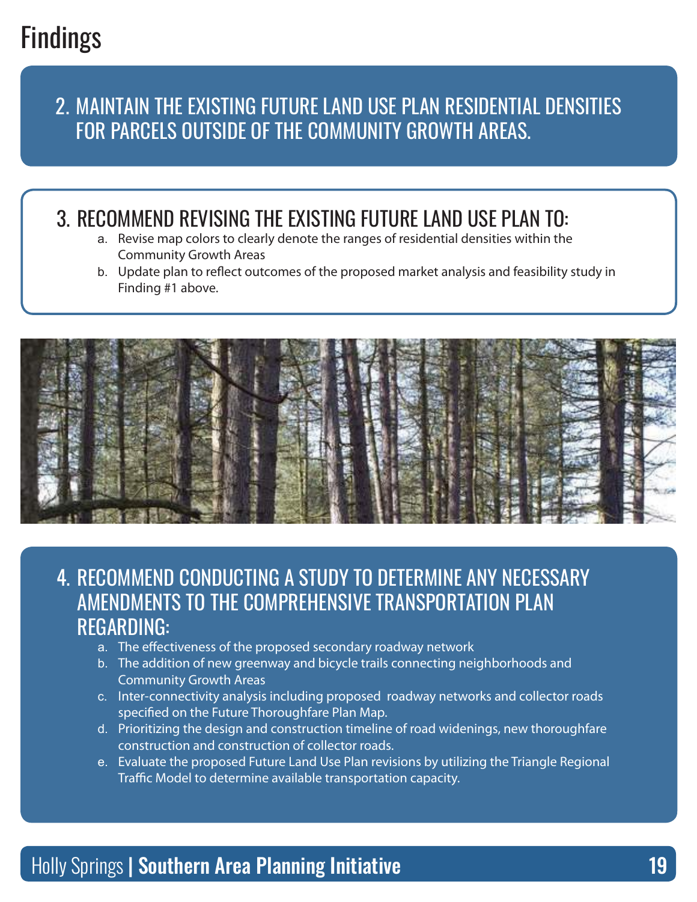# Findings

## 2. MAINTAIN THE EXISTING FUTURE LAND USE PLAN RESIDENTIAL DENSITIES FOR PARCELS OUTSIDE OF THE COMMUNITY GROWTH AREAS.

## 3. RECOMMEND REVISING THE EXISTING FUTURE LAND USE PLAN TO:

a. Revise map colors to clearly denote the ranges of residential densities within the Community Growth Areas

b. Update plan to reflect outcomes of the proposed market analysis and feasibility study in Finding #1 above.

## 4. RECOMMEND CONDUCTING A STUDY TO DETERMINE ANY NECESSARY AMENDMENTS TO THE COMPREHENSIVE TRANSPORTATION PLAN REGARDING:

a. The effectiveness of the proposed secondary roadway network

b. The addition of new greenway and bicycle trails connecting neighborhoods and Community Growth Areas

c. Inter-connectivity analysis including proposed roadway networks and collector roads specified on the Future Thoroughfare Plan Map.

d. Prioritizing the design and construction timeline of road widenings, new thoroughfare construction and construction of collector roads.

e. Evaluate the proposed Future Land Use Plan revisions by utilizing the Triangle Regional Traffic Model to determine available transportation capacity.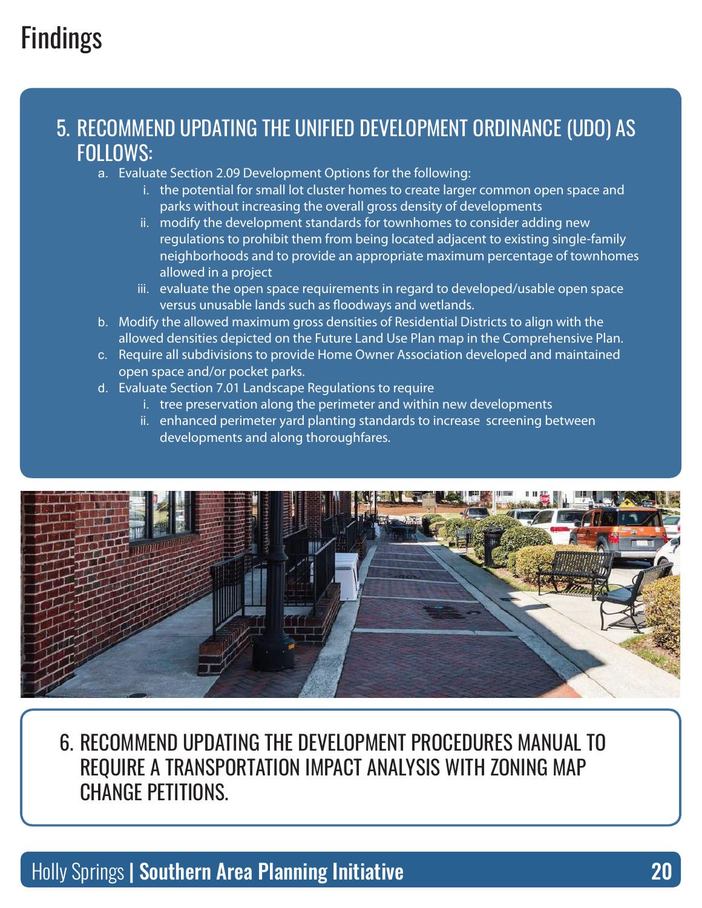# Findings

## 5. RECOMMEND UPDATING THE UNIFIED DEVELOPMENT ORDINANCE (UDO) AS FOLLOWS:

a. Evaluate Section 2.09 Development Options for the following:
   i. the potential for small lot cluster homes to create larger common open space and parks without increasing the overall gross density of developments
   ii. modify the development standards for townhomes to consider adding new regulations to prohibit them from being located adjacent to existing single-family neighborhoods and to provide an appropriate maximum percentage of townhomes allowed in a project
   iii. evaluate the open space requirements in regard to developed/usable open space versus unusable lands such as floodways and wetlands.

b. Modify the allowed maximum gross densities of Residential Districts to align with the allowed densities depicted on the Future Land Use Plan map in the Comprehensive Plan.

c. Require all subdivisions to provide Home Owner Association developed and maintained open space and/or pocket parks.

d. Evaluate Section 7.01 Landscape Regulations to require
   i. tree preservation along the perimeter and within new developments
   ii. enhanced perimeter yard planting standards to increase screening between developments and along thoroughfares.

## 6. RECOMMEND UPDATING THE DEVELOPMENT PROCEDURES MANUAL TO REQUIRE A TRANSPORTATION IMPACT ANALYSIS WITH ZONING MAP CHANGE PETITIONS.